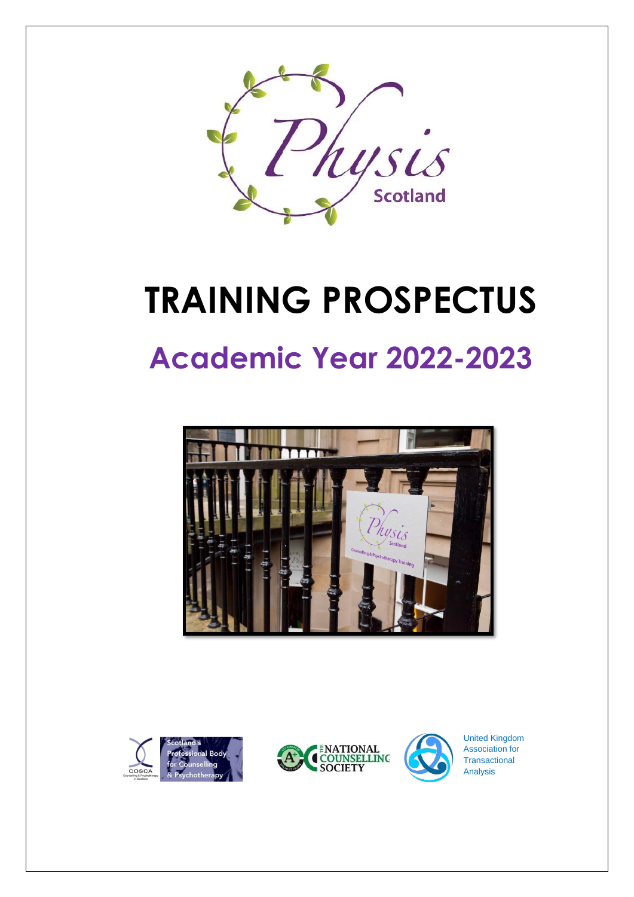Physis Scotland

# TRAINING PROSPECTUS

## Academic Year 2022-2023

Scotland's Professional Body for Counselling & Psychotherapy

United Kingdom Association for Transactional Analysis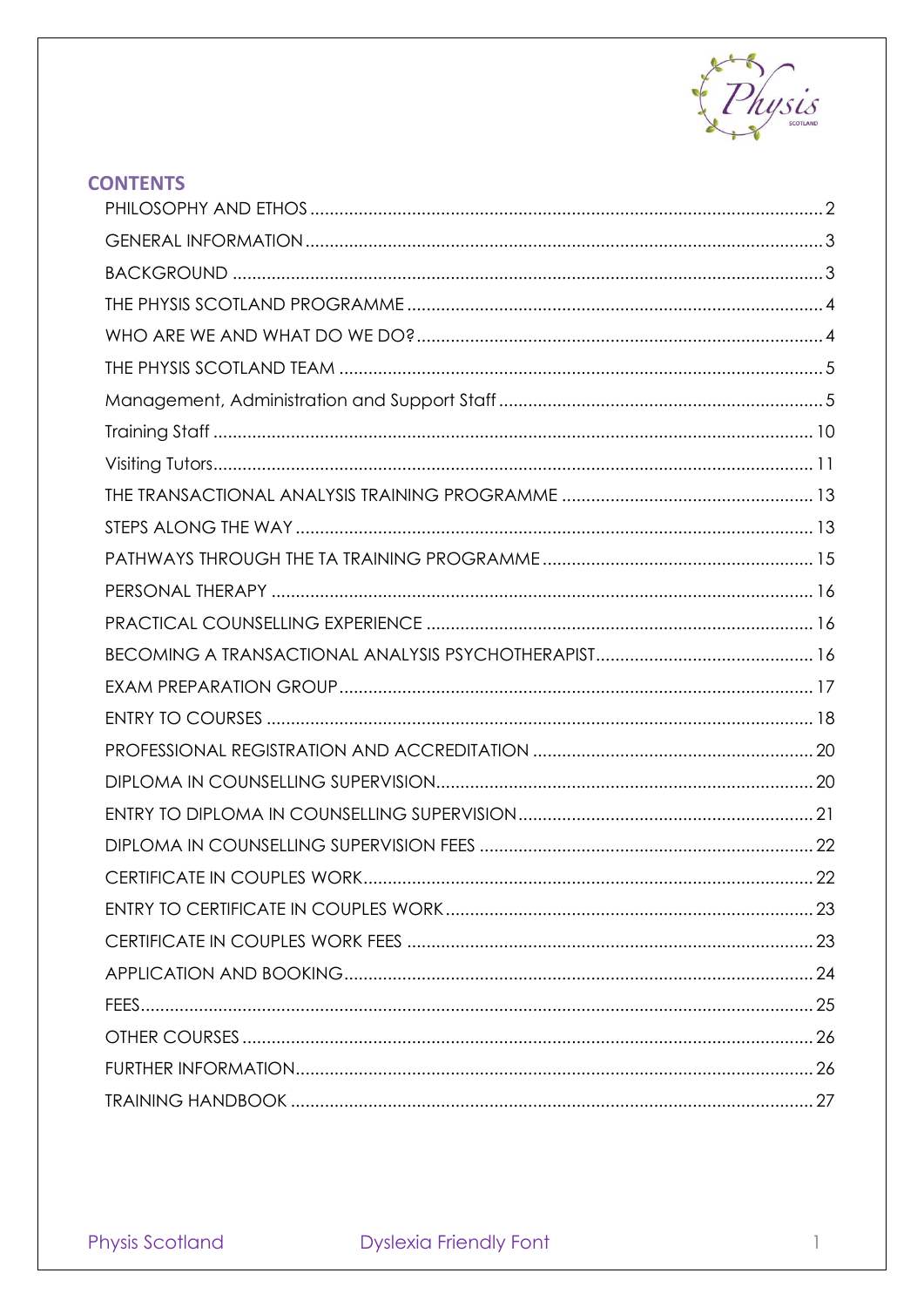## CONTENTS

| | |
|---|---|
| PHILOSOPHY AND ETHOS | 2 |
| GENERAL INFORMATION | 3 |
| BACKGROUND | 3 |
| THE PHYSIS SCOTLAND PROGRAMME | 4 |
| WHO ARE WE AND WHAT DO WE DO? | 4 |
| THE PHYSIS SCOTLAND TEAM | 5 |
| Management, Administration and Support Staff | 5 |
| Training Staff | 10 |
| Visiting Tutors | 11 |
| THE TRANSACTIONAL ANALYSIS TRAINING PROGRAMME | 13 |
| STEPS ALONG THE WAY | 13 |
| PATHWAYS THROUGH THE TA TRAINING PROGRAMME | 15 |
| PERSONAL THERAPY | 16 |
| PRACTICAL COUNSELLING EXPERIENCE | 16 |
| BECOMING A TRANSACTIONAL ANALYSIS PSYCHOTHERAPIST | 16 |
| EXAM PREPARATION GROUP | 17 |
| ENTRY TO COURSES | 18 |
| PROFESSIONAL REGISTRATION AND ACCREDITATION | 20 |
| DIPLOMA IN COUNSELLING SUPERVISION | 20 |
| ENTRY TO DIPLOMA IN COUNSELLING SUPERVISION | 21 |
| DIPLOMA IN COUNSELLING SUPERVISION FEES | 22 |
| CERTIFICATE IN COUPLES WORK | 22 |
| ENTRY TO CERTIFICATE IN COUPLES WORK | 23 |
| CERTIFICATE IN COUPLES WORK FEES | 23 |
| APPLICATION AND BOOKING | 24 |
| FEES | 25 |
| OTHER COURSES | 26 |
| FURTHER INFORMATION | 26 |
| TRAINING HANDBOOK | 27 |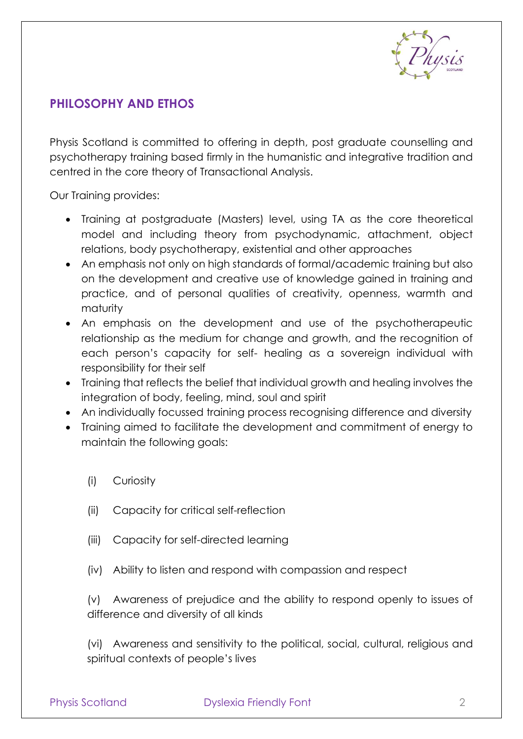## PHILOSOPHY AND ETHOS

Physis Scotland is committed to offering in depth, post graduate counselling and psychotherapy training based firmly in the humanistic and integrative tradition and centred in the core theory of Transactional Analysis.

Our Training provides:

- Training at postgraduate (Masters) level, using TA as the core theoretical model and including theory from psychodynamic, attachment, object relations, body psychotherapy, existential and other approaches
- An emphasis not only on high standards of formal/academic training but also on the development and creative use of knowledge gained in training and practice, and of personal qualities of creativity, openness, warmth and maturity
- An emphasis on the development and use of the psychotherapeutic relationship as the medium for change and growth, and the recognition of each person's capacity for self- healing as a sovereign individual with responsibility for their self
- Training that reflects the belief that individual growth and healing involves the integration of body, feeling, mind, soul and spirit
- An individually focussed training process recognising difference and diversity
- Training aimed to facilitate the development and commitment of energy to maintain the following goals:

  (i) Curiosity

  (ii) Capacity for critical self-reflection

  (iii) Capacity for self-directed learning

  (iv) Ability to listen and respond with compassion and respect

  (v) Awareness of prejudice and the ability to respond openly to issues of difference and diversity of all kinds

  (vi) Awareness and sensitivity to the political, social, cultural, religious and spiritual contexts of people's lives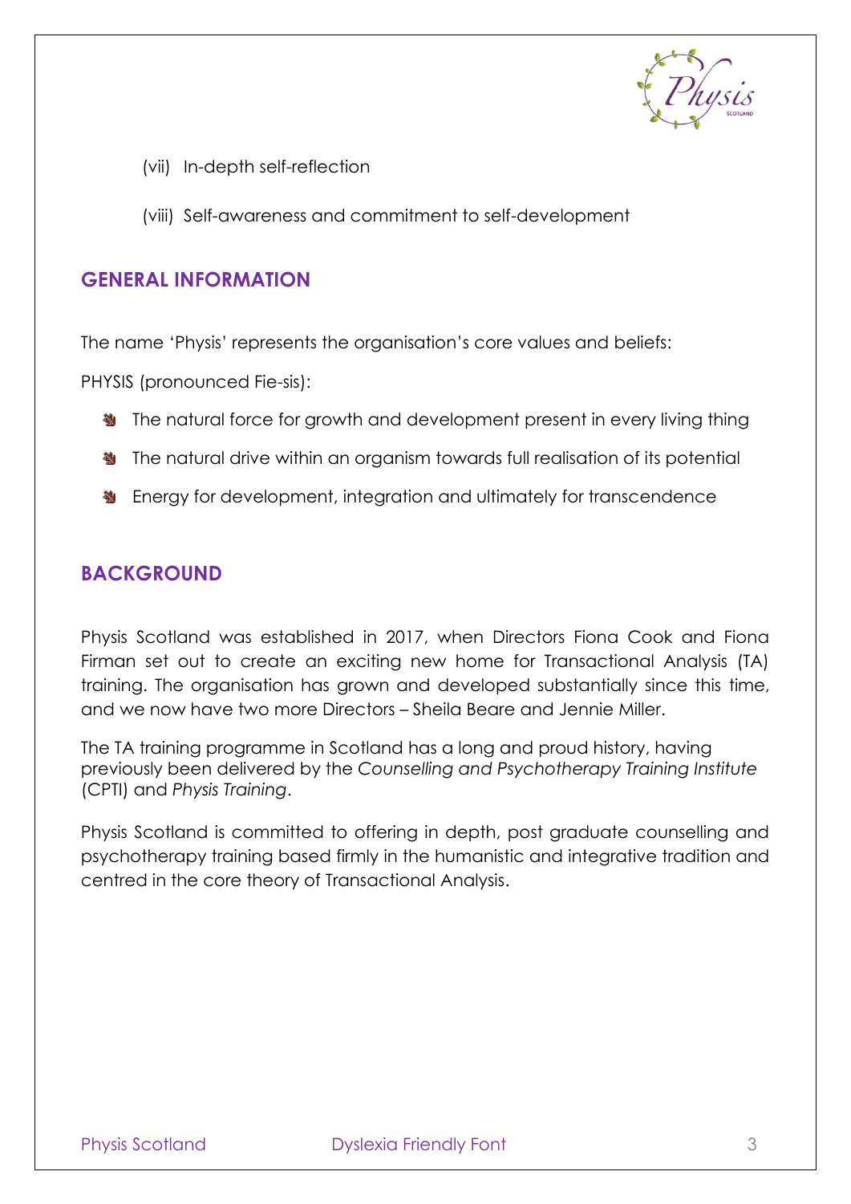(vii) In-depth self-reflection

(viii) Self-awareness and commitment to self-development

## GENERAL INFORMATION

The name 'Physis' represents the organisation's core values and beliefs:

PHYSIS (pronounced Fie-sis):

- The natural force for growth and development present in every living thing
- The natural drive within an organism towards full realisation of its potential
- Energy for development, integration and ultimately for transcendence

## BACKGROUND

Physis Scotland was established in 2017, when Directors Fiona Cook and Fiona Firman set out to create an exciting new home for Transactional Analysis (TA) training. The organisation has grown and developed substantially since this time, and we now have two more Directors – Sheila Beare and Jennie Miller.

The TA training programme in Scotland has a long and proud history, having previously been delivered by the *Counselling and Psychotherapy Training Institute* (CPTI) and *Physis Training*.

Physis Scotland is committed to offering in depth, post graduate counselling and psychotherapy training based firmly in the humanistic and integrative tradition and centred in the core theory of Transactional Analysis.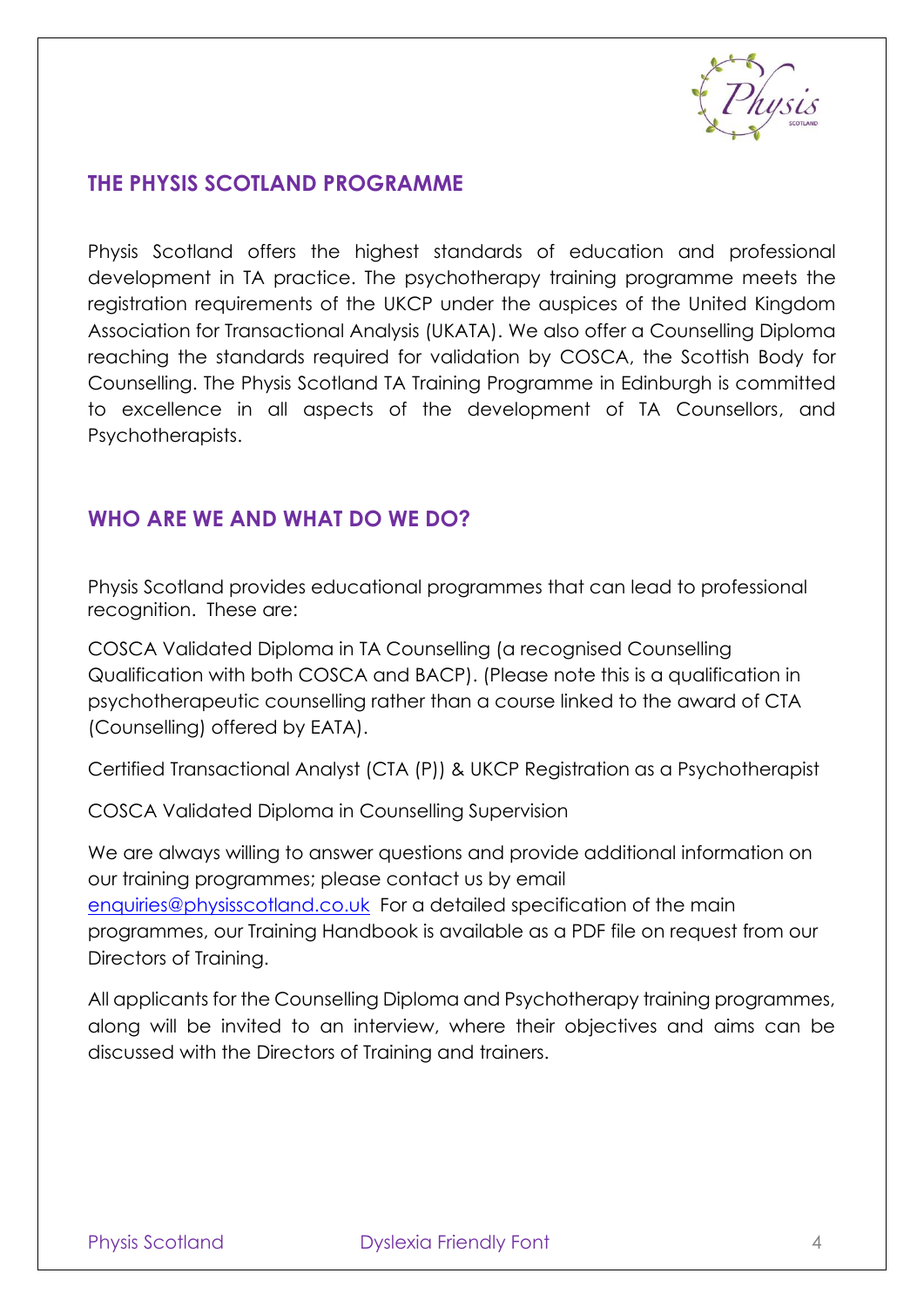## THE PHYSIS SCOTLAND PROGRAMME

Physis Scotland offers the highest standards of education and professional development in TA practice. The psychotherapy training programme meets the registration requirements of the UKCP under the auspices of the United Kingdom Association for Transactional Analysis (UKATA). We also offer a Counselling Diploma reaching the standards required for validation by COSCA, the Scottish Body for Counselling. The Physis Scotland TA Training Programme in Edinburgh is committed to excellence in all aspects of the development of TA Counsellors, and Psychotherapists.

## WHO ARE WE AND WHAT DO WE DO?

Physis Scotland provides educational programmes that can lead to professional recognition. These are:

COSCA Validated Diploma in TA Counselling (a recognised Counselling Qualification with both COSCA and BACP). (Please note this is a qualification in psychotherapeutic counselling rather than a course linked to the award of CTA (Counselling) offered by EATA).

Certified Transactional Analyst (CTA (P)) & UKCP Registration as a Psychotherapist

COSCA Validated Diploma in Counselling Supervision

We are always willing to answer questions and provide additional information on our training programmes; please contact us by email enquiries@physisscotland.co.uk For a detailed specification of the main programmes, our Training Handbook is available as a PDF file on request from our Directors of Training.

All applicants for the Counselling Diploma and Psychotherapy training programmes, along will be invited to an interview, where their objectives and aims can be discussed with the Directors of Training and trainers.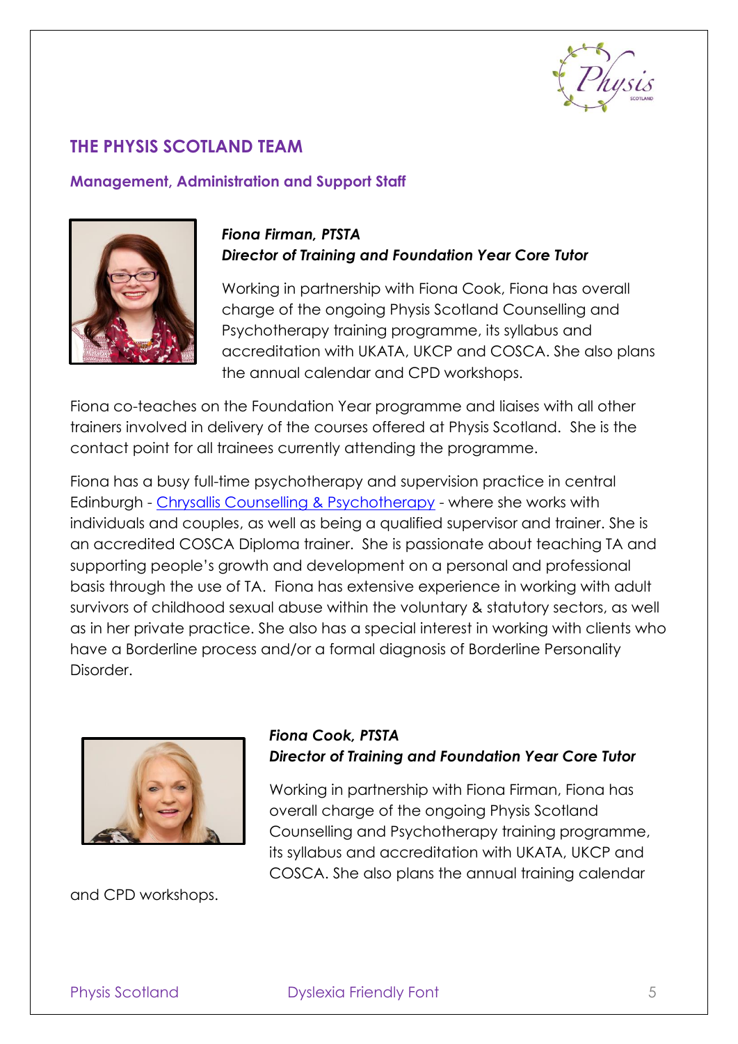## THE PHYSIS SCOTLAND TEAM

### Management, Administration and Support Staff

***Fiona Firman, PTSTA***
***Director of Training and Foundation Year Core Tutor***

Working in partnership with Fiona Cook, Fiona has overall charge of the ongoing Physis Scotland Counselling and Psychotherapy training programme, its syllabus and accreditation with UKATA, UKCP and COSCA. She also plans the annual calendar and CPD workshops.

Fiona co-teaches on the Foundation Year programme and liaises with all other trainers involved in delivery of the courses offered at Physis Scotland. She is the contact point for all trainees currently attending the programme.

Fiona has a busy full-time psychotherapy and supervision practice in central Edinburgh - Chrysallis Counselling & Psychotherapy - where she works with individuals and couples, as well as being a qualified supervisor and trainer. She is an accredited COSCA Diploma trainer. She is passionate about teaching TA and supporting people's growth and development on a personal and professional basis through the use of TA. Fiona has extensive experience in working with adult survivors of childhood sexual abuse within the voluntary & statutory sectors, as well as in her private practice. She also has a special interest in working with clients who have a Borderline process and/or a formal diagnosis of Borderline Personality Disorder.

***Fiona Cook, PTSTA***
***Director of Training and Foundation Year Core Tutor***

Working in partnership with Fiona Firman, Fiona has overall charge of the ongoing Physis Scotland Counselling and Psychotherapy training programme, its syllabus and accreditation with UKATA, UKCP and COSCA. She also plans the annual training calendar and CPD workshops.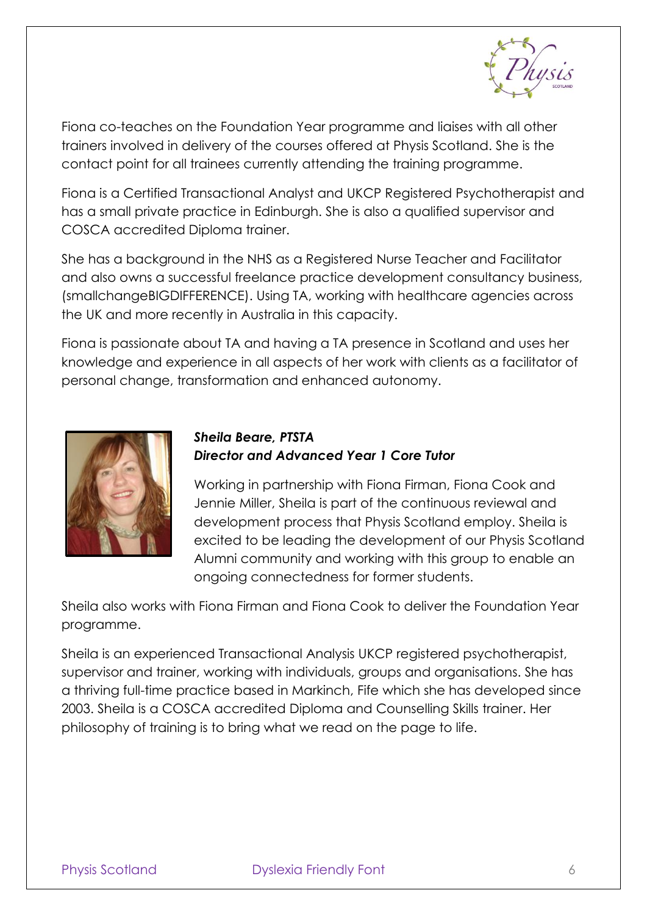Fiona co-teaches on the Foundation Year programme and liaises with all other trainers involved in delivery of the courses offered at Physis Scotland. She is the contact point for all trainees currently attending the training programme.

Fiona is a Certified Transactional Analyst and UKCP Registered Psychotherapist and has a small private practice in Edinburgh. She is also a qualified supervisor and COSCA accredited Diploma trainer.

She has a background in the NHS as a Registered Nurse Teacher and Facilitator and also owns a successful freelance practice development consultancy business, (smallchangeBIGDIFFERENCE). Using TA, working with healthcare agencies across the UK and more recently in Australia in this capacity.

Fiona is passionate about TA and having a TA presence in Scotland and uses her knowledge and experience in all aspects of her work with clients as a facilitator of personal change, transformation and enhanced autonomy.

***Sheila Beare, PTSTA***
***Director and Advanced Year 1 Core Tutor***

Working in partnership with Fiona Firman, Fiona Cook and Jennie Miller, Sheila is part of the continuous reviewal and development process that Physis Scotland employ. Sheila is excited to be leading the development of our Physis Scotland Alumni community and working with this group to enable an ongoing connectedness for former students.

Sheila also works with Fiona Firman and Fiona Cook to deliver the Foundation Year programme.

Sheila is an experienced Transactional Analysis UKCP registered psychotherapist, supervisor and trainer, working with individuals, groups and organisations. She has a thriving full-time practice based in Markinch, Fife which she has developed since 2003. Sheila is a COSCA accredited Diploma and Counselling Skills trainer. Her philosophy of training is to bring what we read on the page to life.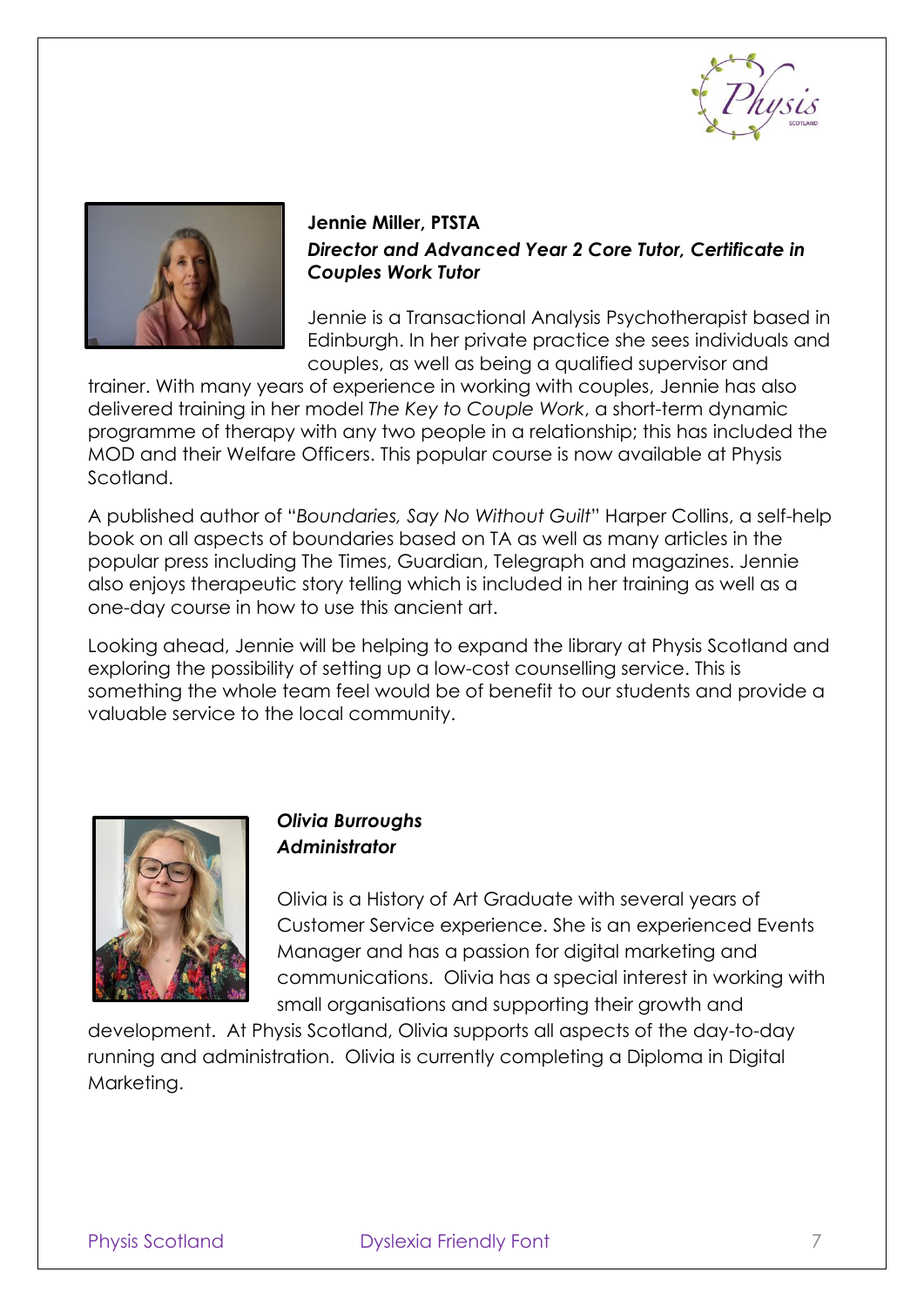**Jennie Miller, PTSTA**
***Director and Advanced Year 2 Core Tutor, Certificate in Couples Work Tutor***

Jennie is a Transactional Analysis Psychotherapist based in Edinburgh. In her private practice she sees individuals and couples, as well as being a qualified supervisor and trainer. With many years of experience in working with couples, Jennie has also delivered training in her model *The Key to Couple Work*, a short-term dynamic programme of therapy with any two people in a relationship; this has included the MOD and their Welfare Officers. This popular course is now available at Physis Scotland.

A published author of "*Boundaries, Say No Without Guilt*" Harper Collins, a self-help book on all aspects of boundaries based on TA as well as many articles in the popular press including The Times, Guardian, Telegraph and magazines. Jennie also enjoys therapeutic story telling which is included in her training as well as a one-day course in how to use this ancient art.

Looking ahead, Jennie will be helping to expand the library at Physis Scotland and exploring the possibility of setting up a low-cost counselling service. This is something the whole team feel would be of benefit to our students and provide a valuable service to the local community.

***Olivia Burroughs***
***Administrator***

Olivia is a History of Art Graduate with several years of Customer Service experience. She is an experienced Events Manager and has a passion for digital marketing and communications. Olivia has a special interest in working with small organisations and supporting their growth and development. At Physis Scotland, Olivia supports all aspects of the day-to-day running and administration. Olivia is currently completing a Diploma in Digital Marketing.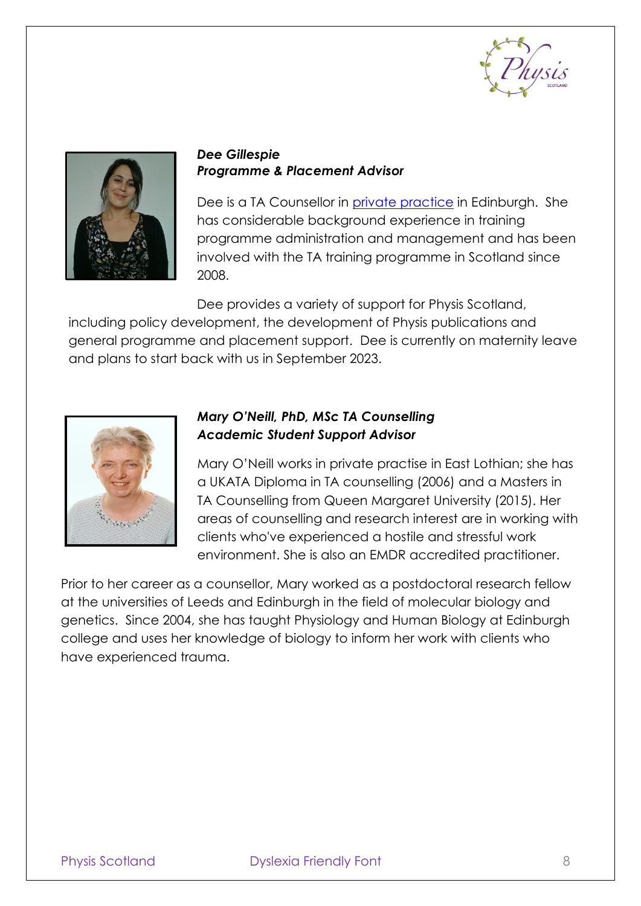***Dee Gillespie***
***Programme & Placement Advisor***

Dee is a TA Counsellor in private practice in Edinburgh. She has considerable background experience in training programme administration and management and has been involved with the TA training programme in Scotland since 2008.

Dee provides a variety of support for Physis Scotland, including policy development, the development of Physis publications and general programme and placement support. Dee is currently on maternity leave and plans to start back with us in September 2023.

***Mary O'Neill, PhD, MSc TA Counselling***
***Academic Student Support Advisor***

Mary O'Neill works in private practise in East Lothian; she has a UKATA Diploma in TA counselling (2006) and a Masters in TA Counselling from Queen Margaret University (2015). Her areas of counselling and research interest are in working with clients who've experienced a hostile and stressful work environment. She is also an EMDR accredited practitioner.

Prior to her career as a counsellor, Mary worked as a postdoctoral research fellow at the universities of Leeds and Edinburgh in the field of molecular biology and genetics. Since 2004, she has taught Physiology and Human Biology at Edinburgh college and uses her knowledge of biology to inform her work with clients who have experienced trauma.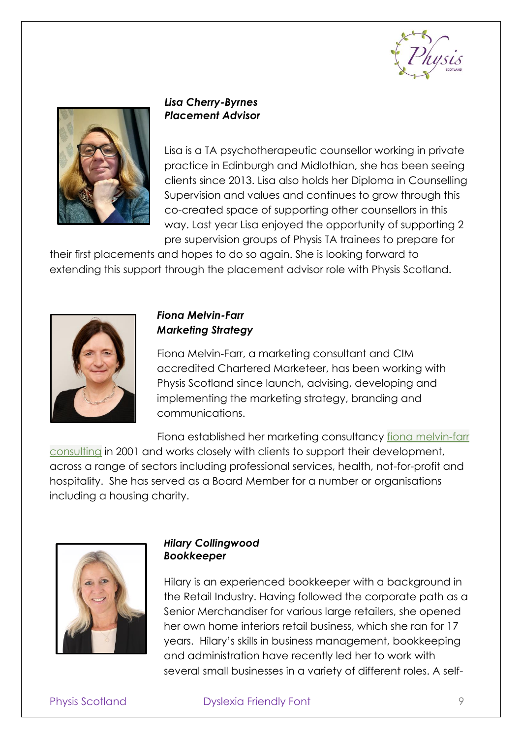***Lisa Cherry-Byrnes***
***Placement Advisor***

Lisa is a TA psychotherapeutic counsellor working in private practice in Edinburgh and Midlothian, she has been seeing clients since 2013. Lisa also holds her Diploma in Counselling Supervision and values and continues to grow through this co-created space of supporting other counsellors in this way. Last year Lisa enjoyed the opportunity of supporting 2 pre supervision groups of Physis TA trainees to prepare for their first placements and hopes to do so again. She is looking forward to extending this support through the placement advisor role with Physis Scotland.

***Fiona Melvin-Farr***
***Marketing Strategy***

Fiona Melvin-Farr, a marketing consultant and CIM accredited Chartered Marketeer, has been working with Physis Scotland since launch, advising, developing and implementing the marketing strategy, branding and communications.

Fiona established her marketing consultancy fiona melvin-farr consulting in 2001 and works closely with clients to support their development, across a range of sectors including professional services, health, not-for-profit and hospitality. She has served as a Board Member for a number or organisations including a housing charity.

***Hilary Collingwood***
***Bookkeeper***

Hilary is an experienced bookkeeper with a background in the Retail Industry. Having followed the corporate path as a Senior Merchandiser for various large retailers, she opened her own home interiors retail business, which she ran for 17 years. Hilary's skills in business management, bookkeeping and administration have recently led her to work with several small businesses in a variety of different roles. A self-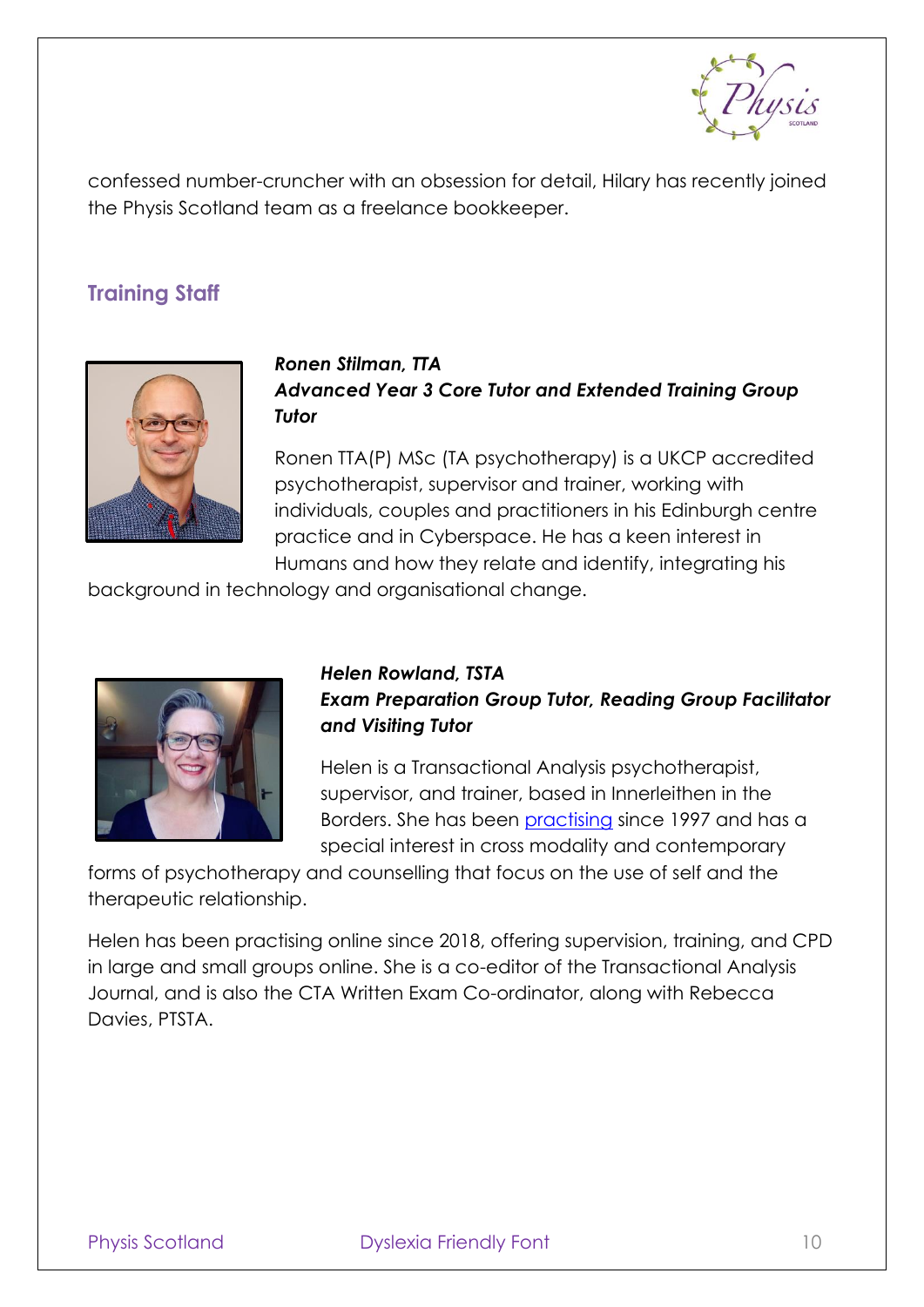confessed number-cruncher with an obsession for detail, Hilary has recently joined the Physis Scotland team as a freelance bookkeeper.

## Training Staff

***Ronen Stilman, TTA***
***Advanced Year 3 Core Tutor and Extended Training Group Tutor***

Ronen TTA(P) MSc (TA psychotherapy) is a UKCP accredited psychotherapist, supervisor and trainer, working with individuals, couples and practitioners in his Edinburgh centre practice and in Cyberspace. He has a keen interest in Humans and how they relate and identify, integrating his background in technology and organisational change.

***Helen Rowland, TSTA***
***Exam Preparation Group Tutor, Reading Group Facilitator and Visiting Tutor***

Helen is a Transactional Analysis psychotherapist, supervisor, and trainer, based in Innerleithen in the Borders. She has been practising since 1997 and has a special interest in cross modality and contemporary forms of psychotherapy and counselling that focus on the use of self and the therapeutic relationship.

Helen has been practising online since 2018, offering supervision, training, and CPD in large and small groups online. She is a co-editor of the Transactional Analysis Journal, and is also the CTA Written Exam Co-ordinator, along with Rebecca Davies, PTSTA.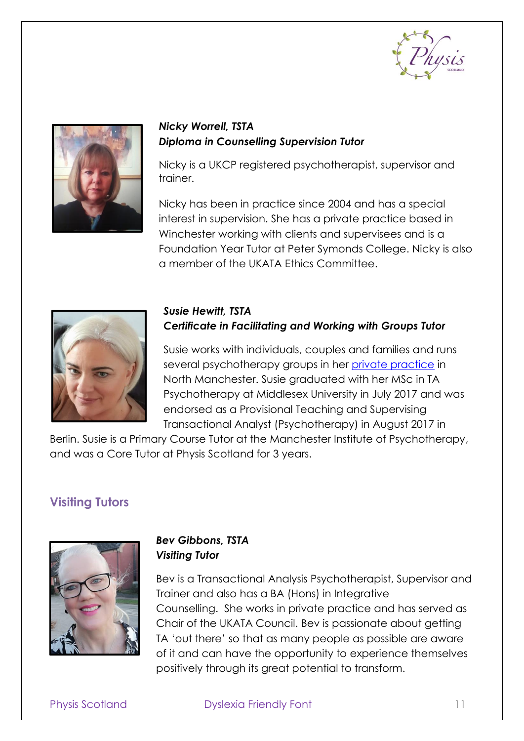***Nicky Worrell, TSTA***
***Diploma in Counselling Supervision Tutor***

Nicky is a UKCP registered psychotherapist, supervisor and trainer.

Nicky has been in practice since 2004 and has a special interest in supervision. She has a private practice based in Winchester working with clients and supervisees and is a Foundation Year Tutor at Peter Symonds College. Nicky is also a member of the UKATA Ethics Committee.

***Susie Hewitt, TSTA***
***Certificate in Facilitating and Working with Groups Tutor***

Susie works with individuals, couples and families and runs several psychotherapy groups in her private practice in North Manchester. Susie graduated with her MSc in TA Psychotherapy at Middlesex University in July 2017 and was endorsed as a Provisional Teaching and Supervising Transactional Analyst (Psychotherapy) in August 2017 in Berlin. Susie is a Primary Course Tutor at the Manchester Institute of Psychotherapy, and was a Core Tutor at Physis Scotland for 3 years.

## Visiting Tutors

***Bev Gibbons, TSTA***
***Visiting Tutor***

Bev is a Transactional Analysis Psychotherapist, Supervisor and Trainer and also has a BA (Hons) in Integrative Counselling. She works in private practice and has served as Chair of the UKATA Council. Bev is passionate about getting TA 'out there' so that as many people as possible are aware of it and can have the opportunity to experience themselves positively through its great potential to transform.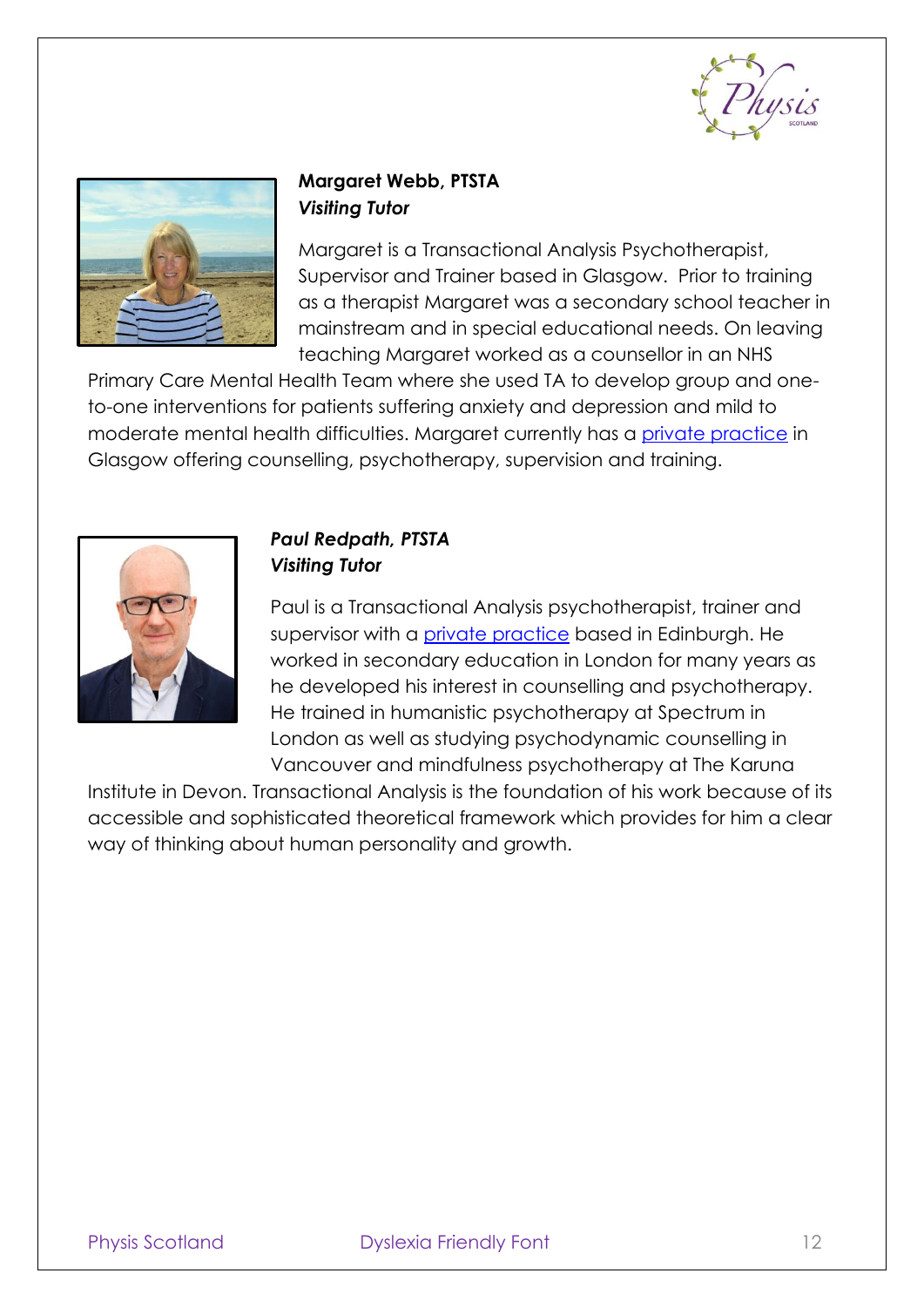**Margaret Webb, PTSTA**
***Visiting Tutor***

Margaret is a Transactional Analysis Psychotherapist, Supervisor and Trainer based in Glasgow. Prior to training as a therapist Margaret was a secondary school teacher in mainstream and in special educational needs. On leaving teaching Margaret worked as a counsellor in an NHS Primary Care Mental Health Team where she used TA to develop group and one-to-one interventions for patients suffering anxiety and depression and mild to moderate mental health difficulties. Margaret currently has a private practice in Glasgow offering counselling, psychotherapy, supervision and training.

***Paul Redpath, PTSTA***
***Visiting Tutor***

Paul is a Transactional Analysis psychotherapist, trainer and supervisor with a private practice based in Edinburgh. He worked in secondary education in London for many years as he developed his interest in counselling and psychotherapy. He trained in humanistic psychotherapy at Spectrum in London as well as studying psychodynamic counselling in Vancouver and mindfulness psychotherapy at The Karuna Institute in Devon. Transactional Analysis is the foundation of his work because of its accessible and sophisticated theoretical framework which provides for him a clear way of thinking about human personality and growth.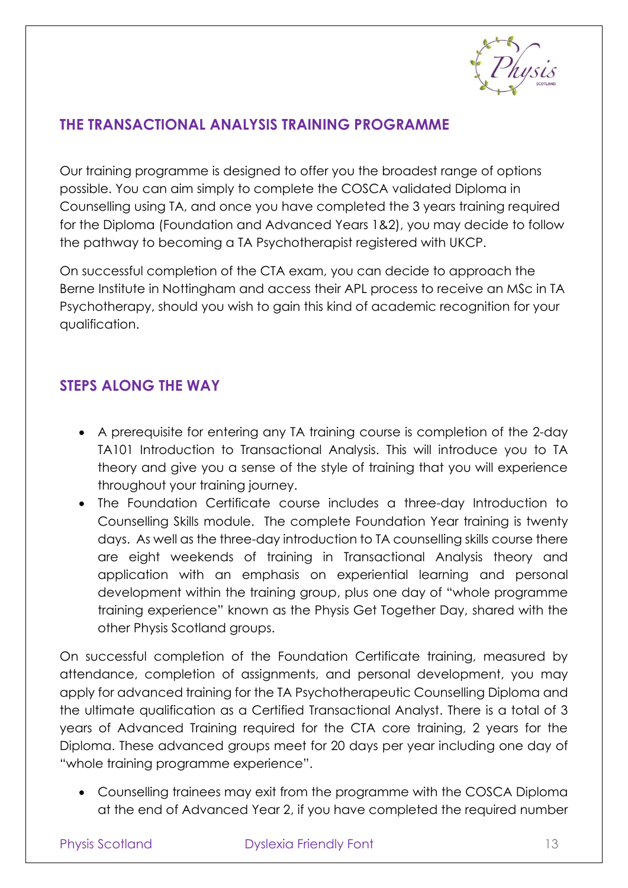## THE TRANSACTIONAL ANALYSIS TRAINING PROGRAMME

Our training programme is designed to offer you the broadest range of options possible. You can aim simply to complete the COSCA validated Diploma in Counselling using TA, and once you have completed the 3 years training required for the Diploma (Foundation and Advanced Years 1&2), you may decide to follow the pathway to becoming a TA Psychotherapist registered with UKCP.

On successful completion of the CTA exam, you can decide to approach the Berne Institute in Nottingham and access their APL process to receive an MSc in TA Psychotherapy, should you wish to gain this kind of academic recognition for your qualification.

## STEPS ALONG THE WAY

- A prerequisite for entering any TA training course is completion of the 2-day TA101 Introduction to Transactional Analysis. This will introduce you to TA theory and give you a sense of the style of training that you will experience throughout your training journey.
- The Foundation Certificate course includes a three-day Introduction to Counselling Skills module. The complete Foundation Year training is twenty days. As well as the three-day introduction to TA counselling skills course there are eight weekends of training in Transactional Analysis theory and application with an emphasis on experiential learning and personal development within the training group, plus one day of "whole programme training experience" known as the Physis Get Together Day, shared with the other Physis Scotland groups.

On successful completion of the Foundation Certificate training, measured by attendance, completion of assignments, and personal development, you may apply for advanced training for the TA Psychotherapeutic Counselling Diploma and the ultimate qualification as a Certified Transactional Analyst. There is a total of 3 years of Advanced Training required for the CTA core training, 2 years for the Diploma. These advanced groups meet for 20 days per year including one day of "whole training programme experience".

- Counselling trainees may exit from the programme with the COSCA Diploma at the end of Advanced Year 2, if you have completed the required number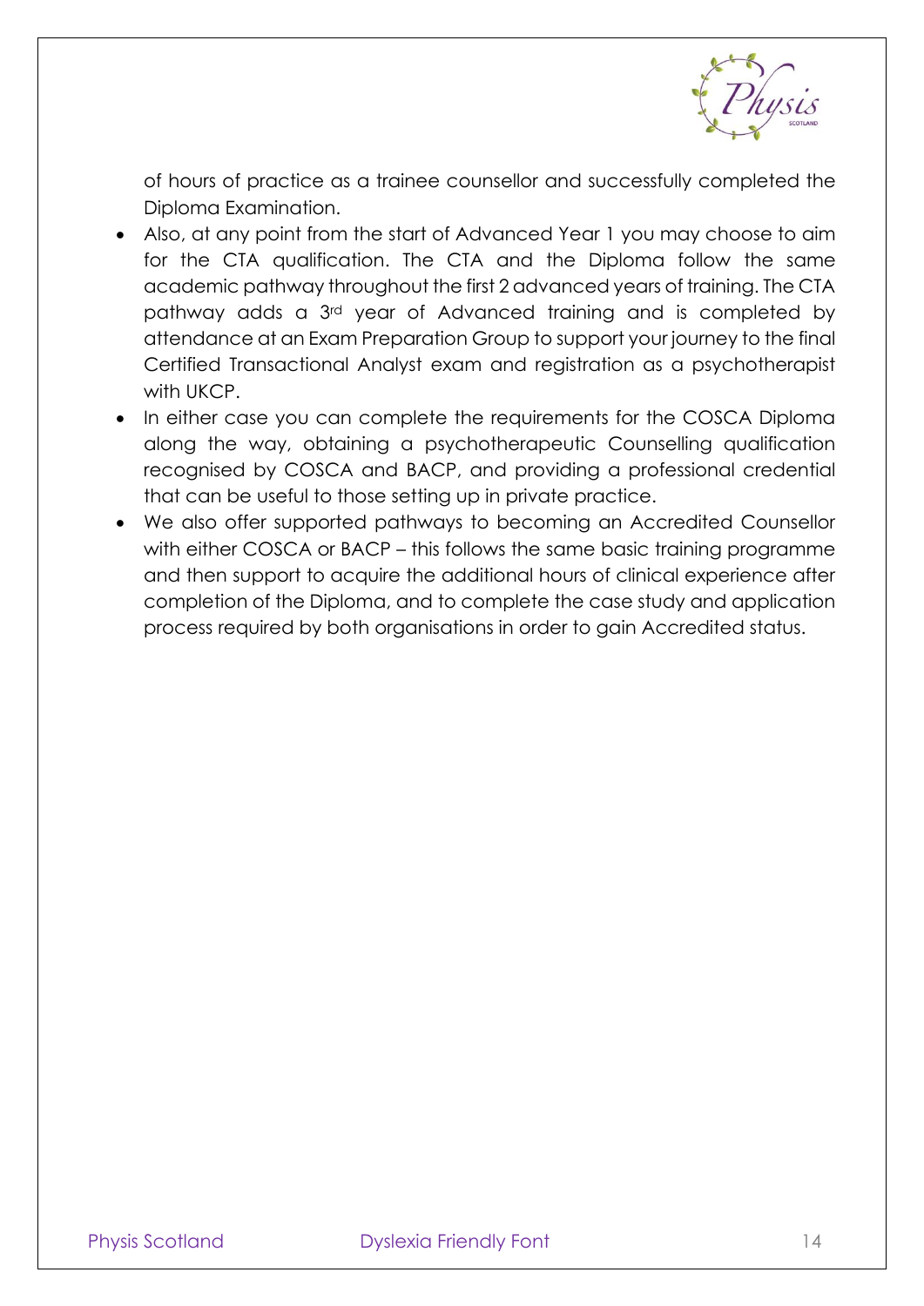of hours of practice as a trainee counsellor and successfully completed the Diploma Examination.

- Also, at any point from the start of Advanced Year 1 you may choose to aim for the CTA qualification. The CTA and the Diploma follow the same academic pathway throughout the first 2 advanced years of training. The CTA pathway adds a 3rd year of Advanced training and is completed by attendance at an Exam Preparation Group to support your journey to the final Certified Transactional Analyst exam and registration as a psychotherapist with UKCP.
- In either case you can complete the requirements for the COSCA Diploma along the way, obtaining a psychotherapeutic Counselling qualification recognised by COSCA and BACP, and providing a professional credential that can be useful to those setting up in private practice.
- We also offer supported pathways to becoming an Accredited Counsellor with either COSCA or BACP – this follows the same basic training programme and then support to acquire the additional hours of clinical experience after completion of the Diploma, and to complete the case study and application process required by both organisations in order to gain Accredited status.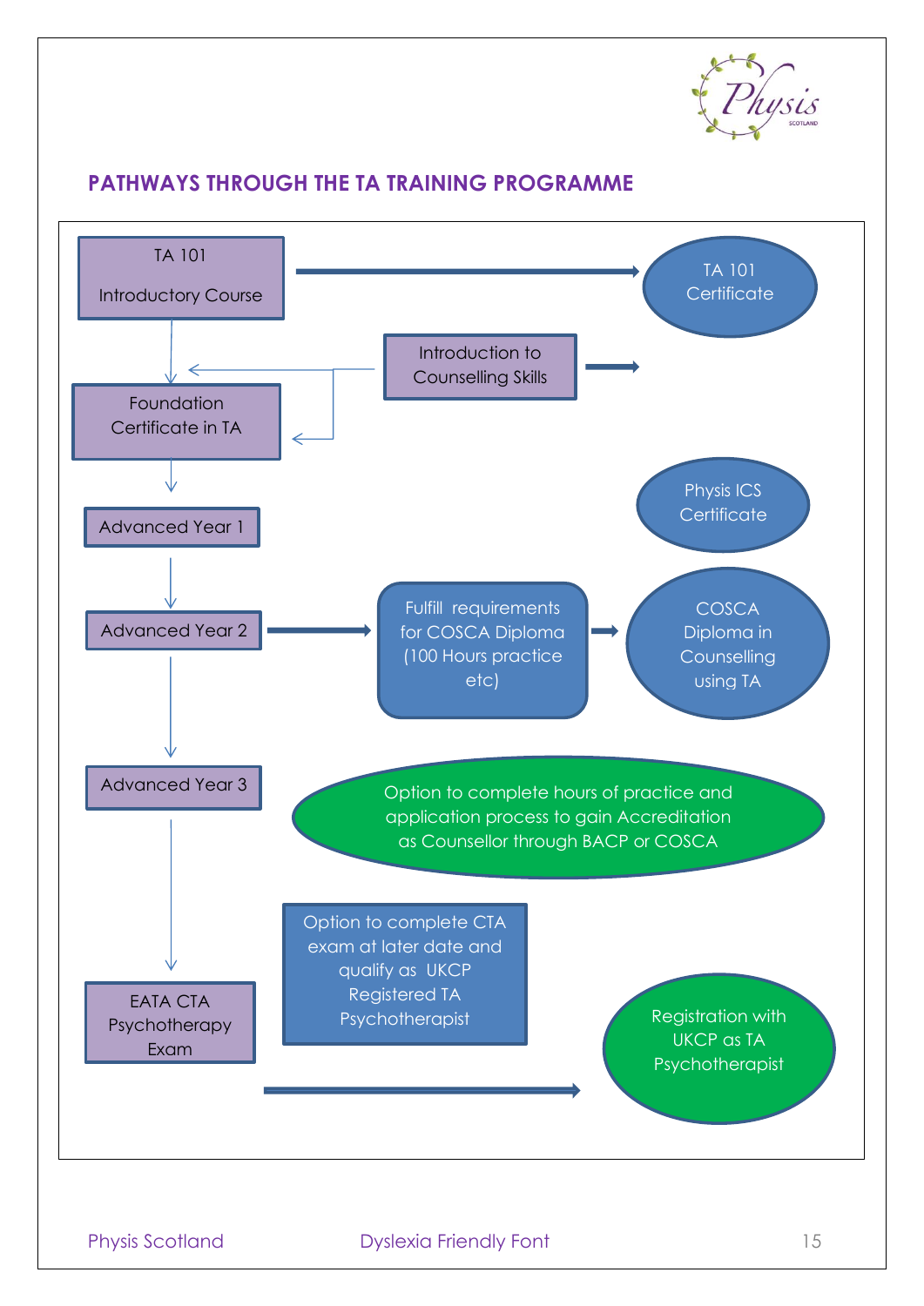## PATHWAYS THROUGH THE TA TRAINING PROGRAMME

TA 101

Introductory Course

TA 101 Certificate

Introduction to Counselling Skills

Foundation Certificate in TA

Physis ICS Certificate

Advanced Year 1

Advanced Year 2

Fulfill requirements for COSCA Diploma (100 Hours practice etc)

COSCA Diploma in Counselling using TA

Advanced Year 3

Option to complete hours of practice and application process to gain Accreditation as Counsellor through BACP or COSCA

Option to complete CTA exam at later date and qualify as UKCP Registered TA Psychotherapist

EATA CTA Psychotherapy Exam

Registration with UKCP as TA Psychotherapist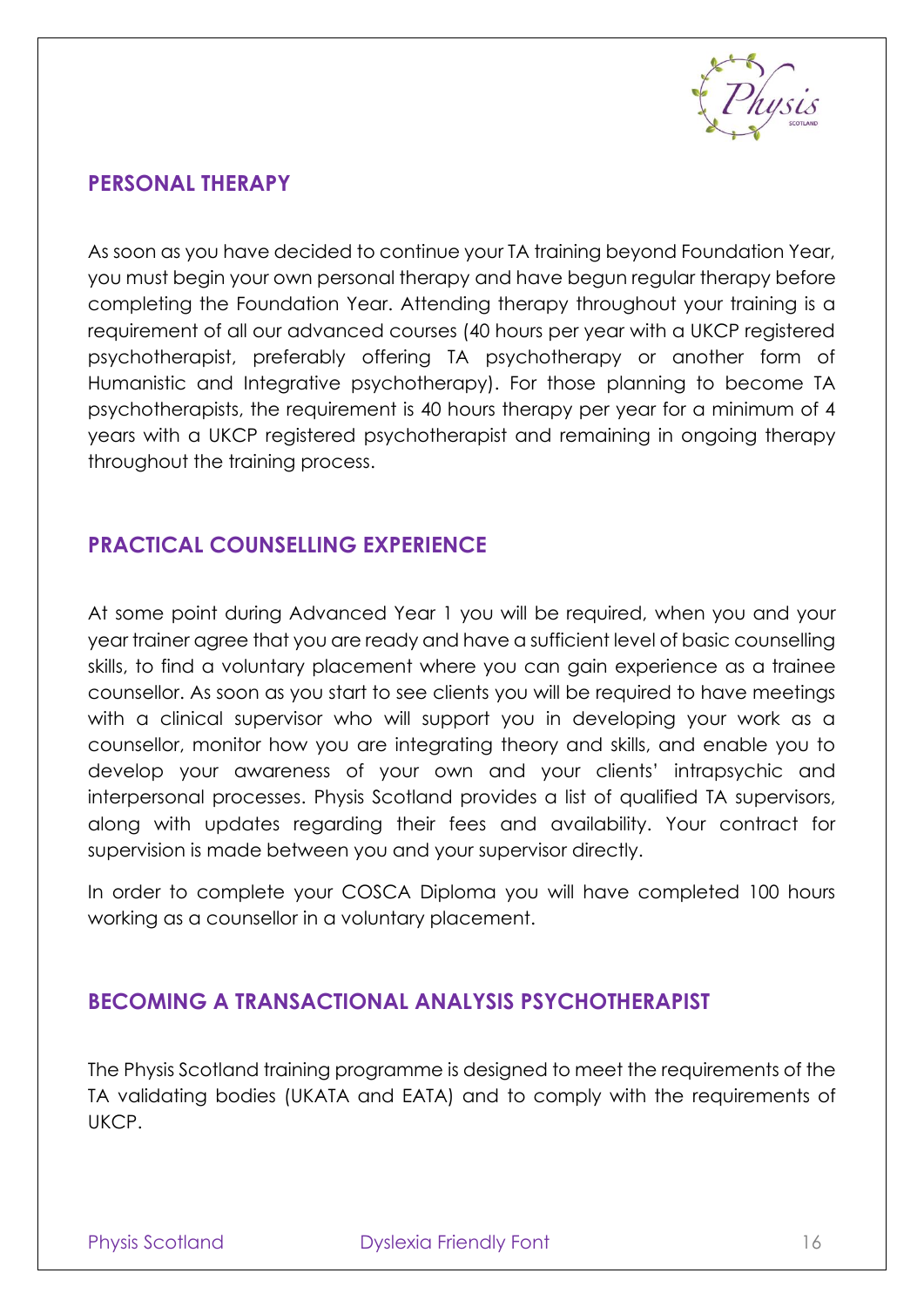## PERSONAL THERAPY

As soon as you have decided to continue your TA training beyond Foundation Year, you must begin your own personal therapy and have begun regular therapy before completing the Foundation Year. Attending therapy throughout your training is a requirement of all our advanced courses (40 hours per year with a UKCP registered psychotherapist, preferably offering TA psychotherapy or another form of Humanistic and Integrative psychotherapy). For those planning to become TA psychotherapists, the requirement is 40 hours therapy per year for a minimum of 4 years with a UKCP registered psychotherapist and remaining in ongoing therapy throughout the training process.

## PRACTICAL COUNSELLING EXPERIENCE

At some point during Advanced Year 1 you will be required, when you and your year trainer agree that you are ready and have a sufficient level of basic counselling skills, to find a voluntary placement where you can gain experience as a trainee counsellor. As soon as you start to see clients you will be required to have meetings with a clinical supervisor who will support you in developing your work as a counsellor, monitor how you are integrating theory and skills, and enable you to develop your awareness of your own and your clients' intrapsychic and interpersonal processes. Physis Scotland provides a list of qualified TA supervisors, along with updates regarding their fees and availability. Your contract for supervision is made between you and your supervisor directly.

In order to complete your COSCA Diploma you will have completed 100 hours working as a counsellor in a voluntary placement.

## BECOMING A TRANSACTIONAL ANALYSIS PSYCHOTHERAPIST

The Physis Scotland training programme is designed to meet the requirements of the TA validating bodies (UKATA and EATA) and to comply with the requirements of UKCP.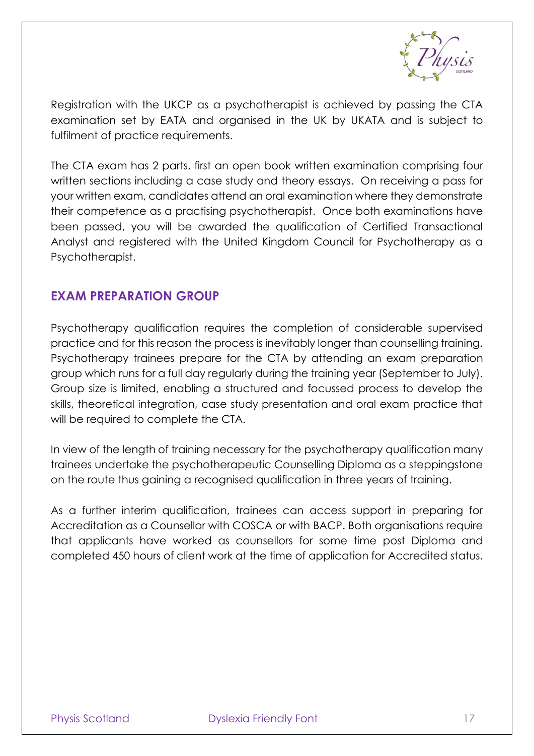Registration with the UKCP as a psychotherapist is achieved by passing the CTA examination set by EATA and organised in the UK by UKATA and is subject to fulfilment of practice requirements.

The CTA exam has 2 parts, first an open book written examination comprising four written sections including a case study and theory essays. On receiving a pass for your written exam, candidates attend an oral examination where they demonstrate their competence as a practising psychotherapist. Once both examinations have been passed, you will be awarded the qualification of Certified Transactional Analyst and registered with the United Kingdom Council for Psychotherapy as a Psychotherapist.

## EXAM PREPARATION GROUP

Psychotherapy qualification requires the completion of considerable supervised practice and for this reason the process is inevitably longer than counselling training. Psychotherapy trainees prepare for the CTA by attending an exam preparation group which runs for a full day regularly during the training year (September to July). Group size is limited, enabling a structured and focussed process to develop the skills, theoretical integration, case study presentation and oral exam practice that will be required to complete the CTA.

In view of the length of training necessary for the psychotherapy qualification many trainees undertake the psychotherapeutic Counselling Diploma as a steppingstone on the route thus gaining a recognised qualification in three years of training.

As a further interim qualification, trainees can access support in preparing for Accreditation as a Counsellor with COSCA or with BACP. Both organisations require that applicants have worked as counsellors for some time post Diploma and completed 450 hours of client work at the time of application for Accredited status.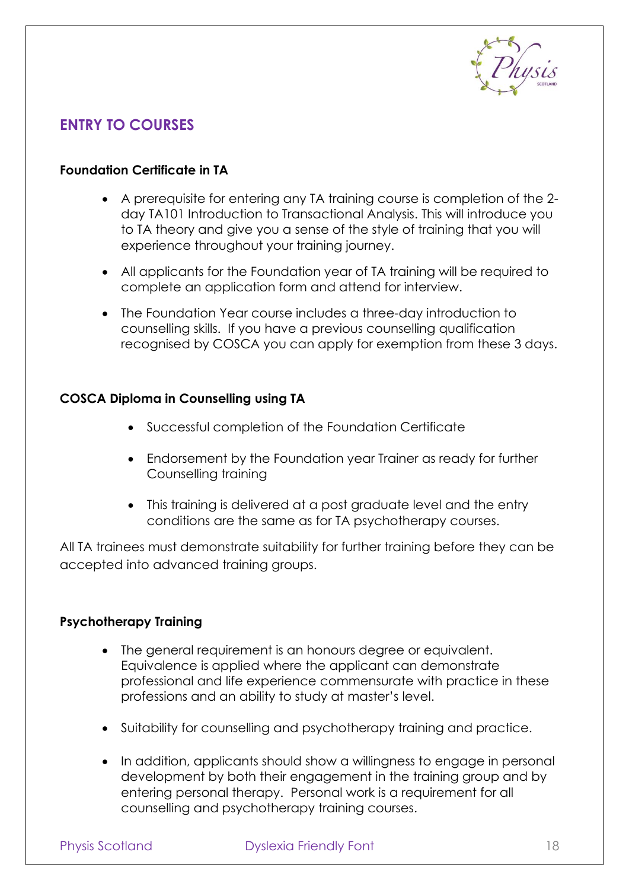## ENTRY TO COURSES

### Foundation Certificate in TA

- A prerequisite for entering any TA training course is completion of the 2-day TA101 Introduction to Transactional Analysis. This will introduce you to TA theory and give you a sense of the style of training that you will experience throughout your training journey.
- All applicants for the Foundation year of TA training will be required to complete an application form and attend for interview.
- The Foundation Year course includes a three-day introduction to counselling skills. If you have a previous counselling qualification recognised by COSCA you can apply for exemption from these 3 days.

### COSCA Diploma in Counselling using TA

- Successful completion of the Foundation Certificate
- Endorsement by the Foundation year Trainer as ready for further Counselling training
- This training is delivered at a post graduate level and the entry conditions are the same as for TA psychotherapy courses.

All TA trainees must demonstrate suitability for further training before they can be accepted into advanced training groups.

### Psychotherapy Training

- The general requirement is an honours degree or equivalent. Equivalence is applied where the applicant can demonstrate professional and life experience commensurate with practice in these professions and an ability to study at master's level.
- Suitability for counselling and psychotherapy training and practice.
- In addition, applicants should show a willingness to engage in personal development by both their engagement in the training group and by entering personal therapy. Personal work is a requirement for all counselling and psychotherapy training courses.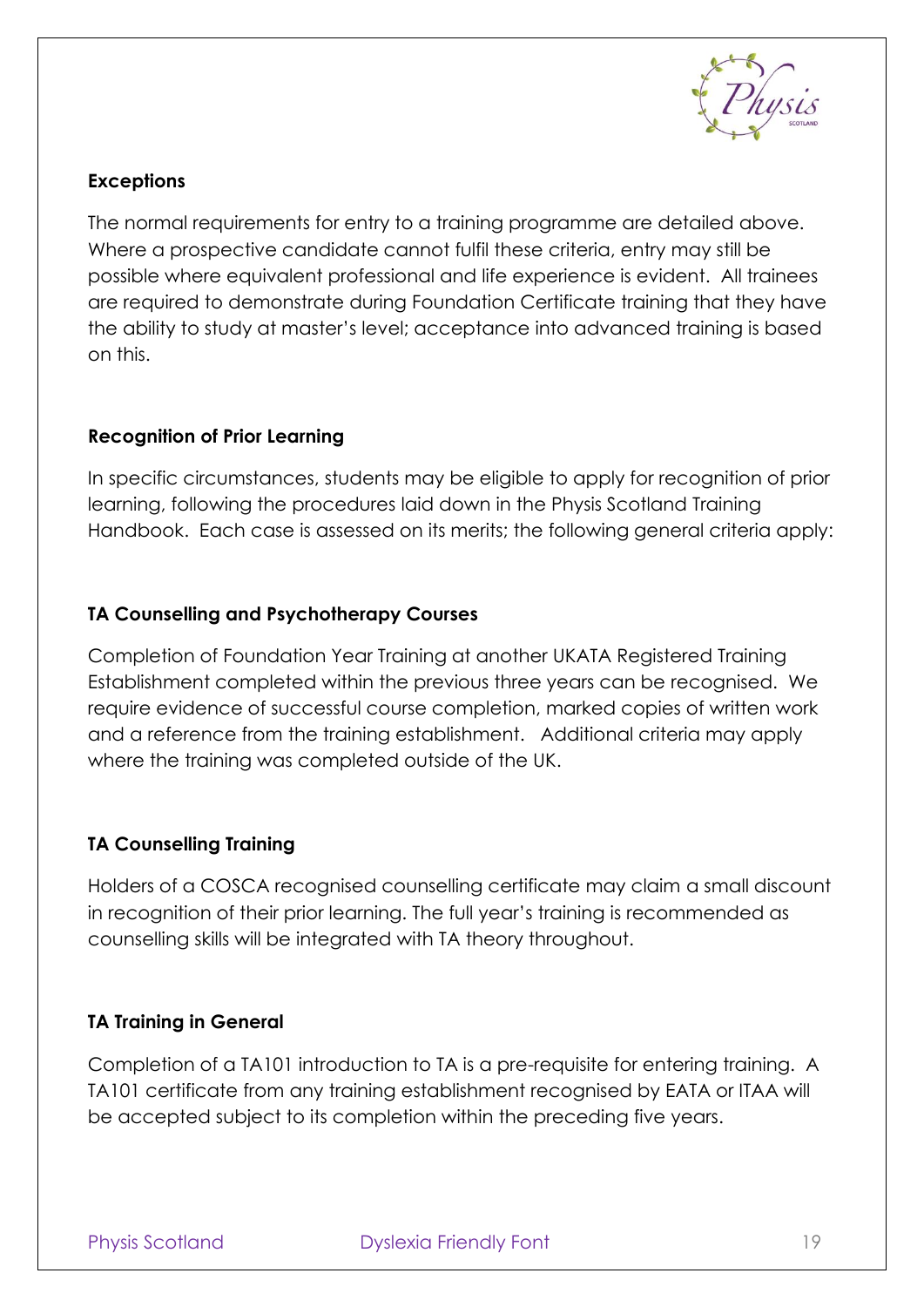### Exceptions

The normal requirements for entry to a training programme are detailed above. Where a prospective candidate cannot fulfil these criteria, entry may still be possible where equivalent professional and life experience is evident. All trainees are required to demonstrate during Foundation Certificate training that they have the ability to study at master's level; acceptance into advanced training is based on this.

### Recognition of Prior Learning

In specific circumstances, students may be eligible to apply for recognition of prior learning, following the procedures laid down in the Physis Scotland Training Handbook. Each case is assessed on its merits; the following general criteria apply:

### TA Counselling and Psychotherapy Courses

Completion of Foundation Year Training at another UKATA Registered Training Establishment completed within the previous three years can be recognised. We require evidence of successful course completion, marked copies of written work and a reference from the training establishment. Additional criteria may apply where the training was completed outside of the UK.

### TA Counselling Training

Holders of a COSCA recognised counselling certificate may claim a small discount in recognition of their prior learning. The full year's training is recommended as counselling skills will be integrated with TA theory throughout.

### TA Training in General

Completion of a TA101 introduction to TA is a pre-requisite for entering training. A TA101 certificate from any training establishment recognised by EATA or ITAA will be accepted subject to its completion within the preceding five years.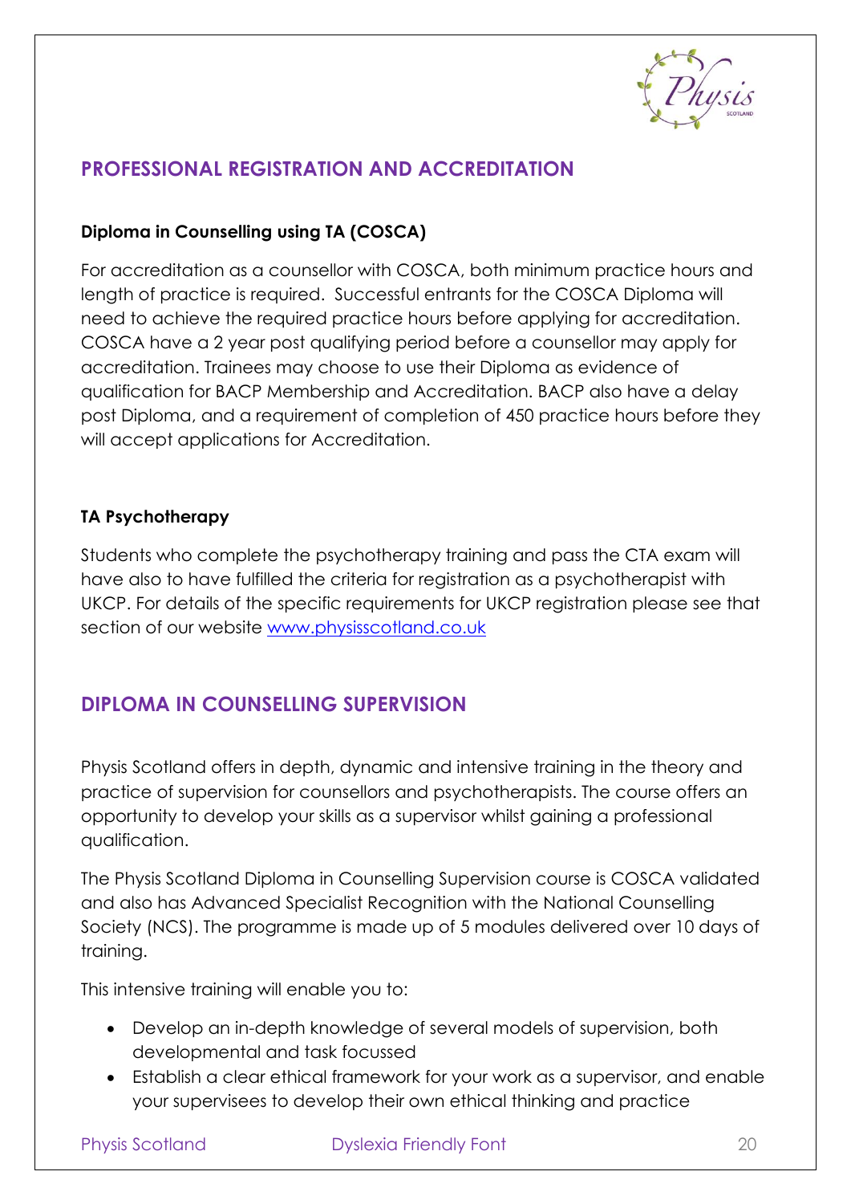## PROFESSIONAL REGISTRATION AND ACCREDITATION

### Diploma in Counselling using TA (COSCA)

For accreditation as a counsellor with COSCA, both minimum practice hours and length of practice is required. Successful entrants for the COSCA Diploma will need to achieve the required practice hours before applying for accreditation. COSCA have a 2 year post qualifying period before a counsellor may apply for accreditation. Trainees may choose to use their Diploma as evidence of qualification for BACP Membership and Accreditation. BACP also have a delay post Diploma, and a requirement of completion of 450 practice hours before they will accept applications for Accreditation.

### TA Psychotherapy

Students who complete the psychotherapy training and pass the CTA exam will have also to have fulfilled the criteria for registration as a psychotherapist with UKCP. For details of the specific requirements for UKCP registration please see that section of our website [www.physisscotland.co.uk](http://www.physisscotland.co.uk)

## DIPLOMA IN COUNSELLING SUPERVISION

Physis Scotland offers in depth, dynamic and intensive training in the theory and practice of supervision for counsellors and psychotherapists. The course offers an opportunity to develop your skills as a supervisor whilst gaining a professional qualification.

The Physis Scotland Diploma in Counselling Supervision course is COSCA validated and also has Advanced Specialist Recognition with the National Counselling Society (NCS). The programme is made up of 5 modules delivered over 10 days of training.

This intensive training will enable you to:

- Develop an in-depth knowledge of several models of supervision, both developmental and task focussed
- Establish a clear ethical framework for your work as a supervisor, and enable your supervisees to develop their own ethical thinking and practice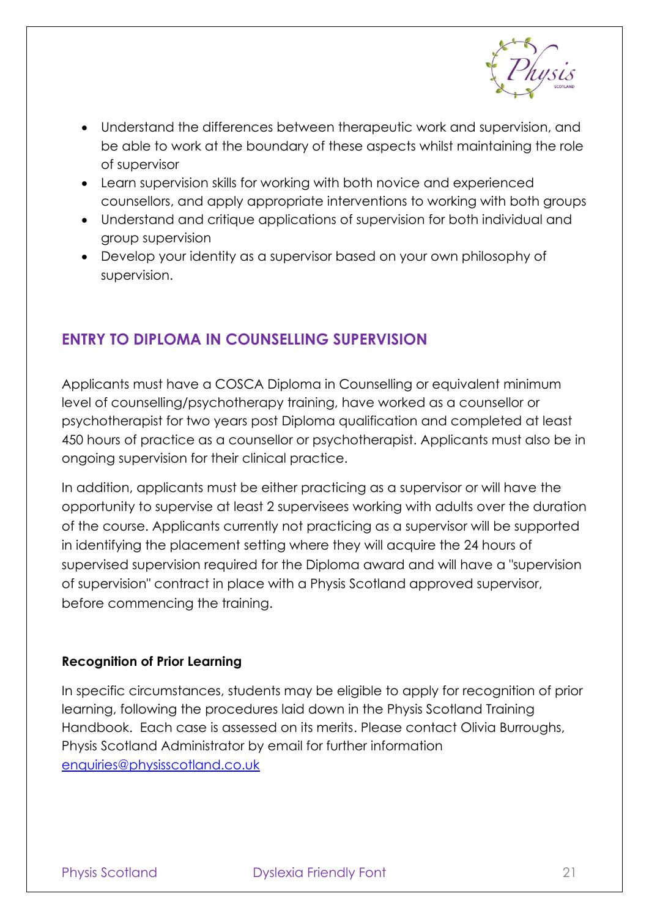- Understand the differences between therapeutic work and supervision, and be able to work at the boundary of these aspects whilst maintaining the role of supervisor
- Learn supervision skills for working with both novice and experienced counsellors, and apply appropriate interventions to working with both groups
- Understand and critique applications of supervision for both individual and group supervision
- Develop your identity as a supervisor based on your own philosophy of supervision.

## ENTRY TO DIPLOMA IN COUNSELLING SUPERVISION

Applicants must have a COSCA Diploma in Counselling or equivalent minimum level of counselling/psychotherapy training, have worked as a counsellor or psychotherapist for two years post Diploma qualification and completed at least 450 hours of practice as a counsellor or psychotherapist. Applicants must also be in ongoing supervision for their clinical practice.

In addition, applicants must be either practicing as a supervisor or will have the opportunity to supervise at least 2 supervisees working with adults over the duration of the course. Applicants currently not practicing as a supervisor will be supported in identifying the placement setting where they will acquire the 24 hours of supervised supervision required for the Diploma award and will have a "supervision of supervision" contract in place with a Physis Scotland approved supervisor, before commencing the training.

### Recognition of Prior Learning

In specific circumstances, students may be eligible to apply for recognition of prior learning, following the procedures laid down in the Physis Scotland Training Handbook. Each case is assessed on its merits. Please contact Olivia Burroughs, Physis Scotland Administrator by email for further information enquiries@physisscotland.co.uk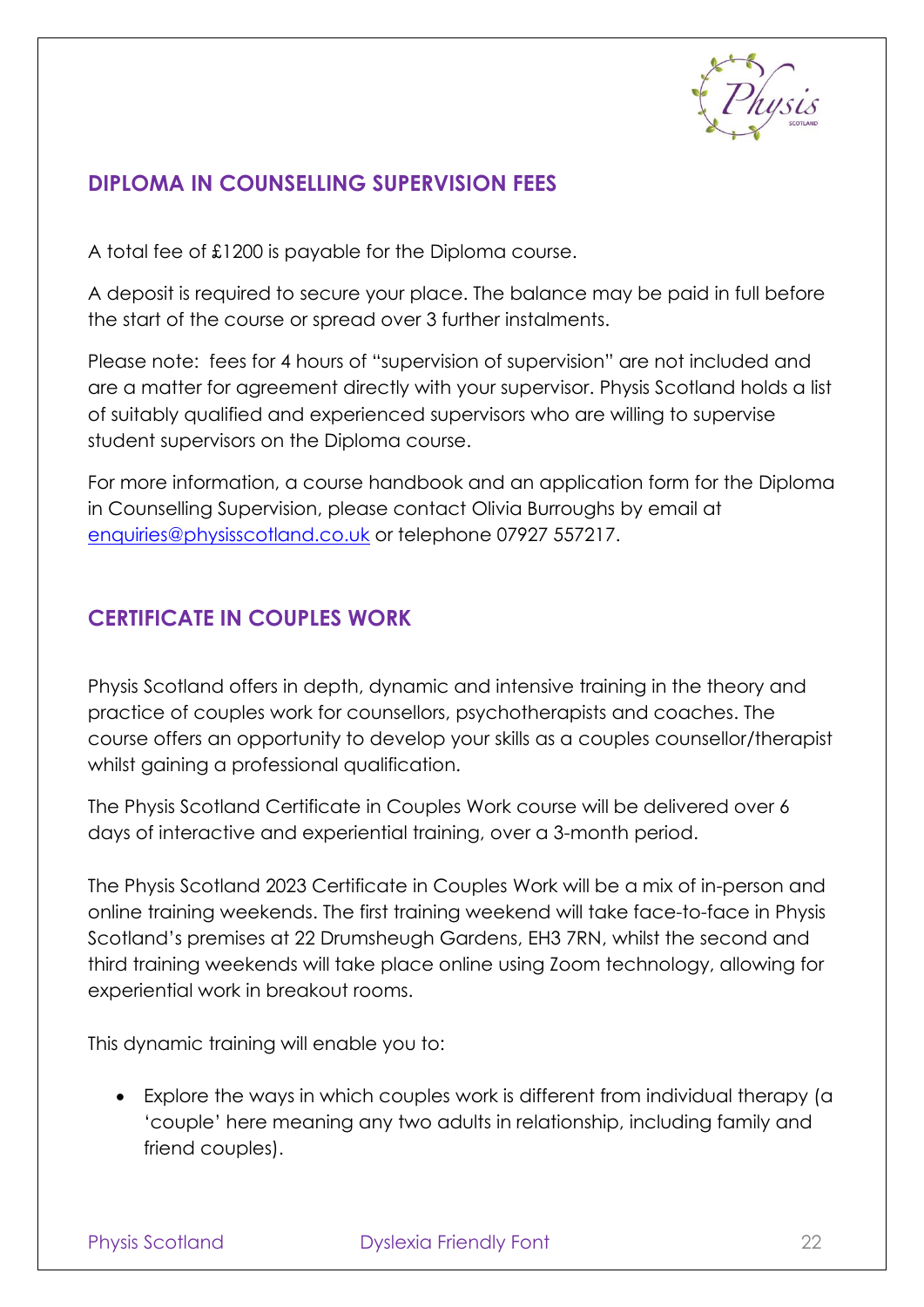## DIPLOMA IN COUNSELLING SUPERVISION FEES

A total fee of £1200 is payable for the Diploma course.

A deposit is required to secure your place. The balance may be paid in full before the start of the course or spread over 3 further instalments.

Please note: fees for 4 hours of "supervision of supervision" are not included and are a matter for agreement directly with your supervisor. Physis Scotland holds a list of suitably qualified and experienced supervisors who are willing to supervise student supervisors on the Diploma course.

For more information, a course handbook and an application form for the Diploma in Counselling Supervision, please contact Olivia Burroughs by email at enquiries@physisscotland.co.uk or telephone 07927 557217.

## CERTIFICATE IN COUPLES WORK

Physis Scotland offers in depth, dynamic and intensive training in the theory and practice of couples work for counsellors, psychotherapists and coaches. The course offers an opportunity to develop your skills as a couples counsellor/therapist whilst gaining a professional qualification.

The Physis Scotland Certificate in Couples Work course will be delivered over 6 days of interactive and experiential training, over a 3-month period.

The Physis Scotland 2023 Certificate in Couples Work will be a mix of in-person and online training weekends. The first training weekend will take face-to-face in Physis Scotland's premises at 22 Drumsheugh Gardens, EH3 7RN, whilst the second and third training weekends will take place online using Zoom technology, allowing for experiential work in breakout rooms.

This dynamic training will enable you to:

- Explore the ways in which couples work is different from individual therapy (a 'couple' here meaning any two adults in relationship, including family and friend couples).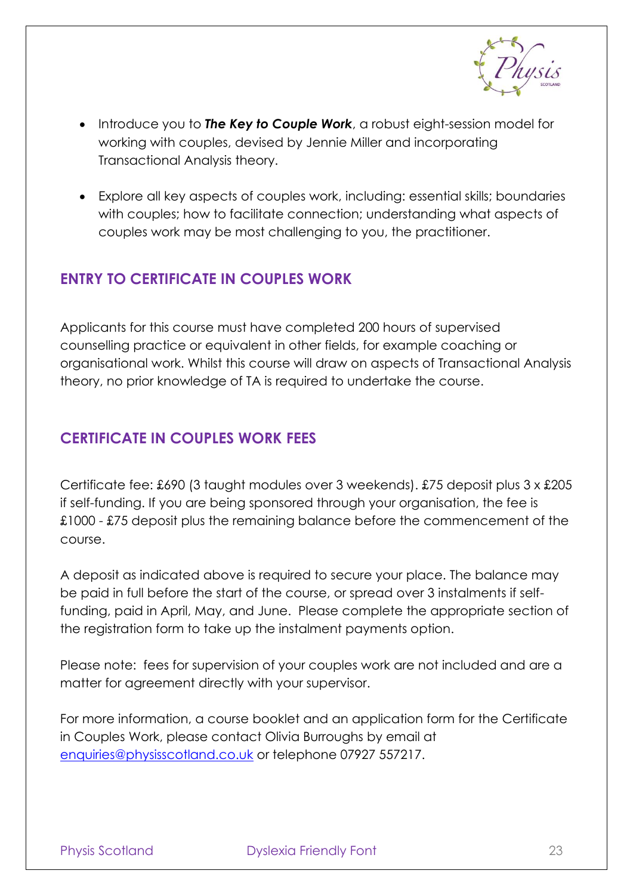- Introduce you to ***The Key to Couple Work***, a robust eight-session model for working with couples, devised by Jennie Miller and incorporating Transactional Analysis theory.

- Explore all key aspects of couples work, including: essential skills; boundaries with couples; how to facilitate connection; understanding what aspects of couples work may be most challenging to you, the practitioner.

## ENTRY TO CERTIFICATE IN COUPLES WORK

Applicants for this course must have completed 200 hours of supervised counselling practice or equivalent in other fields, for example coaching or organisational work. Whilst this course will draw on aspects of Transactional Analysis theory, no prior knowledge of TA is required to undertake the course.

## CERTIFICATE IN COUPLES WORK FEES

Certificate fee: £690 (3 taught modules over 3 weekends). £75 deposit plus 3 x £205 if self-funding. If you are being sponsored through your organisation, the fee is £1000 - £75 deposit plus the remaining balance before the commencement of the course.

A deposit as indicated above is required to secure your place. The balance may be paid in full before the start of the course, or spread over 3 instalments if self-funding, paid in April, May, and June. Please complete the appropriate section of the registration form to take up the instalment payments option.

Please note: fees for supervision of your couples work are not included and are a matter for agreement directly with your supervisor.

For more information, a course booklet and an application form for the Certificate in Couples Work, please contact Olivia Burroughs by email at enquiries@physisscotland.co.uk or telephone 07927 557217.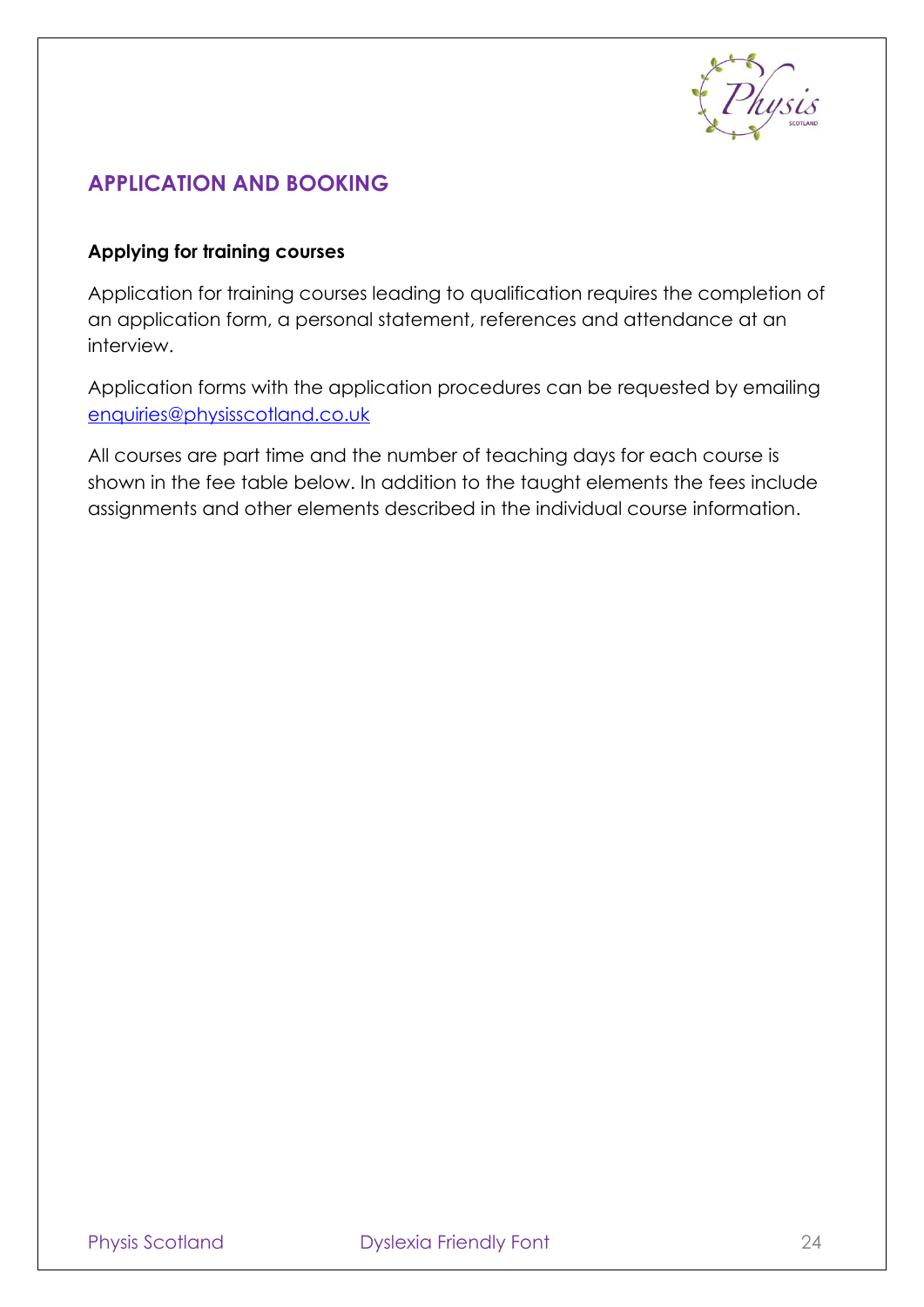## APPLICATION AND BOOKING

### Applying for training courses

Application for training courses leading to qualification requires the completion of an application form, a personal statement, references and attendance at an interview.

Application forms with the application procedures can be requested by emailing [enquiries@physisscotland.co.uk](mailto:enquiries@physisscotland.co.uk)

All courses are part time and the number of teaching days for each course is shown in the fee table below. In addition to the taught elements the fees include assignments and other elements described in the individual course information.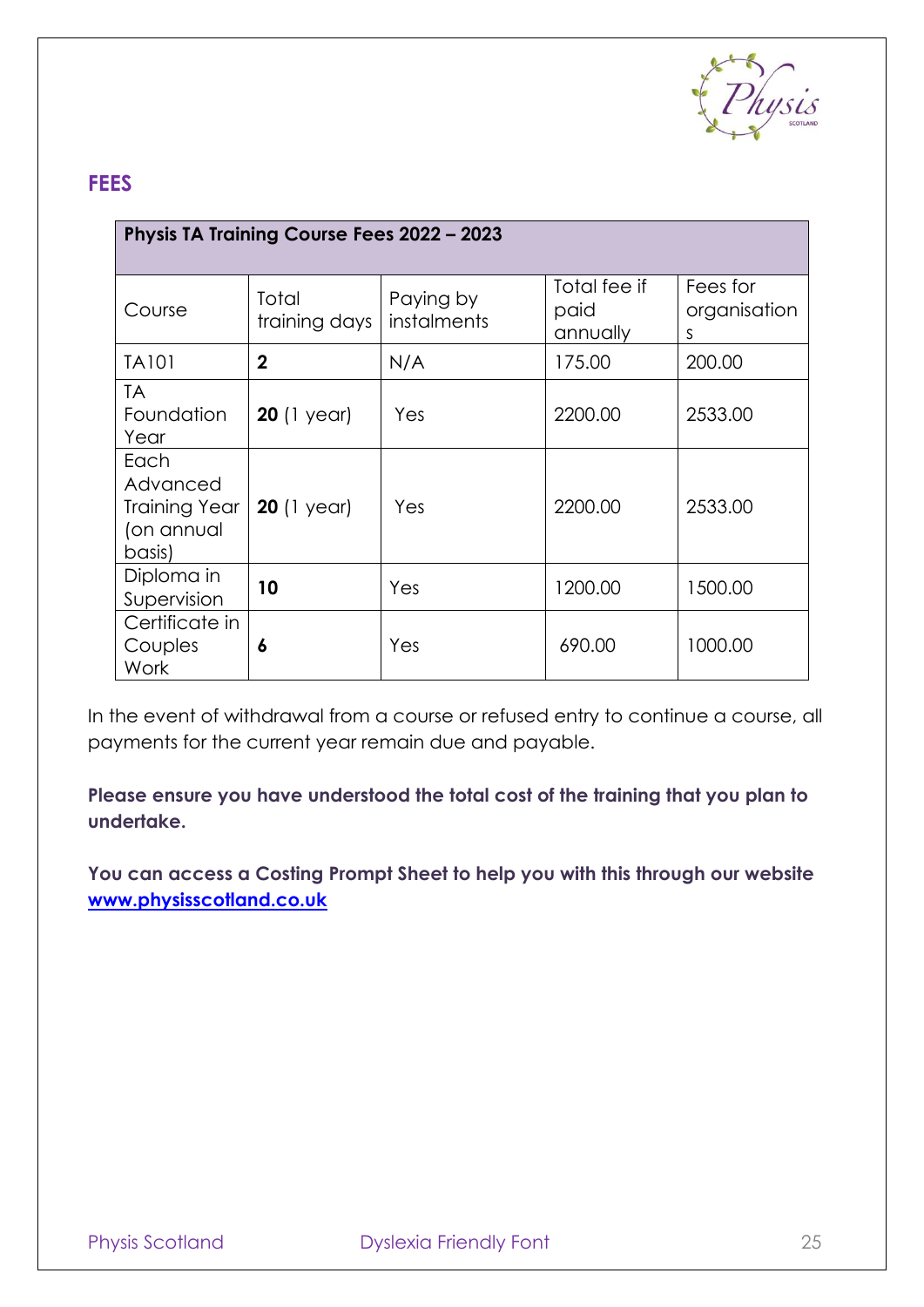## FEES

| Physis TA Training Course Fees 2022 – 2023 | | | | |
|---|---|---|---|---|
| Course | Total training days | Paying by instalments | Total fee if paid annually | Fees for organisations |
| TA101 | **2** | N/A | 175.00 | 200.00 |
| TA Foundation Year | **20** (1 year) | Yes | 2200.00 | 2533.00 |
| Each Advanced Training Year (on annual basis) | **20** (1 year) | Yes | 2200.00 | 2533.00 |
| Diploma in Supervision | **10** | Yes | 1200.00 | 1500.00 |
| Certificate in Couples Work | **6** | Yes | 690.00 | 1000.00 |

In the event of withdrawal from a course or refused entry to continue a course, all payments for the current year remain due and payable.

**Please ensure you have understood the total cost of the training that you plan to undertake.**

**You can access a Costing Prompt Sheet to help you with this through our website [www.physisscotland.co.uk](www.physisscotland.co.uk)**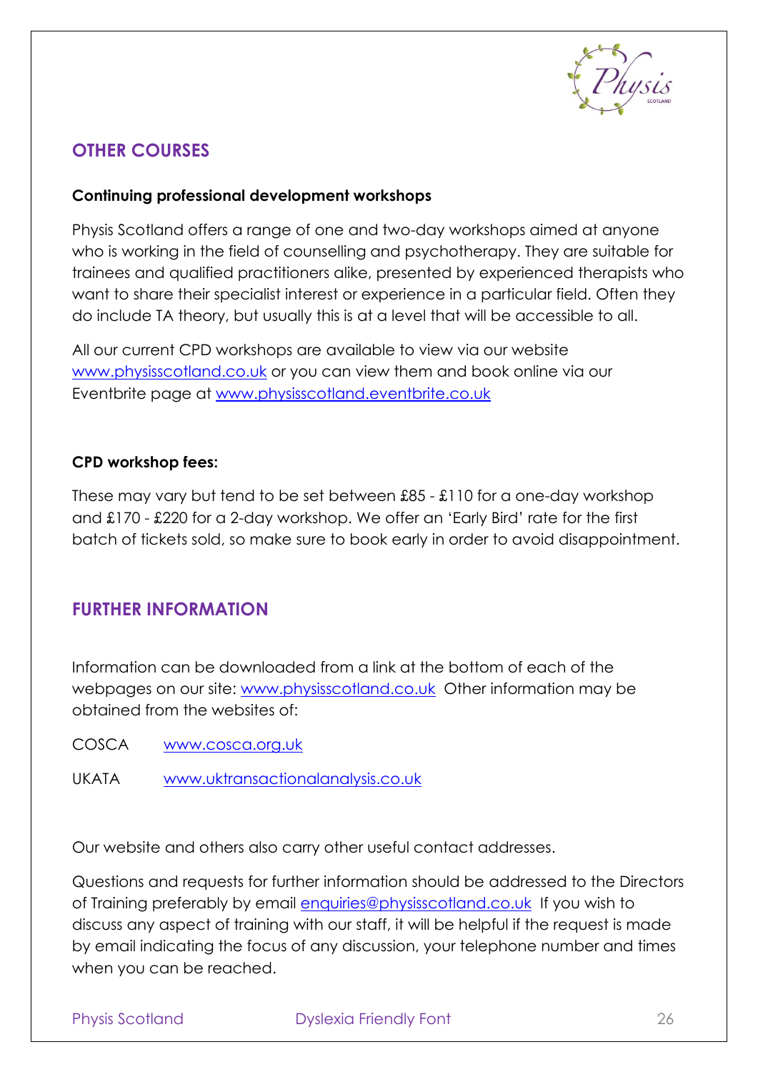## OTHER COURSES

**Continuing professional development workshops**

Physis Scotland offers a range of one and two-day workshops aimed at anyone who is working in the field of counselling and psychotherapy. They are suitable for trainees and qualified practitioners alike, presented by experienced therapists who want to share their specialist interest or experience in a particular field. Often they do include TA theory, but usually this is at a level that will be accessible to all.

All our current CPD workshops are available to view via our website www.physisscotland.co.uk or you can view them and book online via our Eventbrite page at www.physisscotland.eventbrite.co.uk

**CPD workshop fees:**

These may vary but tend to be set between £85 - £110 for a one-day workshop and £170 - £220 for a 2-day workshop. We offer an 'Early Bird' rate for the first batch of tickets sold, so make sure to book early in order to avoid disappointment.

## FURTHER INFORMATION

Information can be downloaded from a link at the bottom of each of the webpages on our site: www.physisscotland.co.uk Other information may be obtained from the websites of:

COSCA www.cosca.org.uk

UKATA www.uktransactionalanalysis.co.uk

Our website and others also carry other useful contact addresses.

Questions and requests for further information should be addressed to the Directors of Training preferably by email enquiries@physisscotland.co.uk If you wish to discuss any aspect of training with our staff, it will be helpful if the request is made by email indicating the focus of any discussion, your telephone number and times when you can be reached.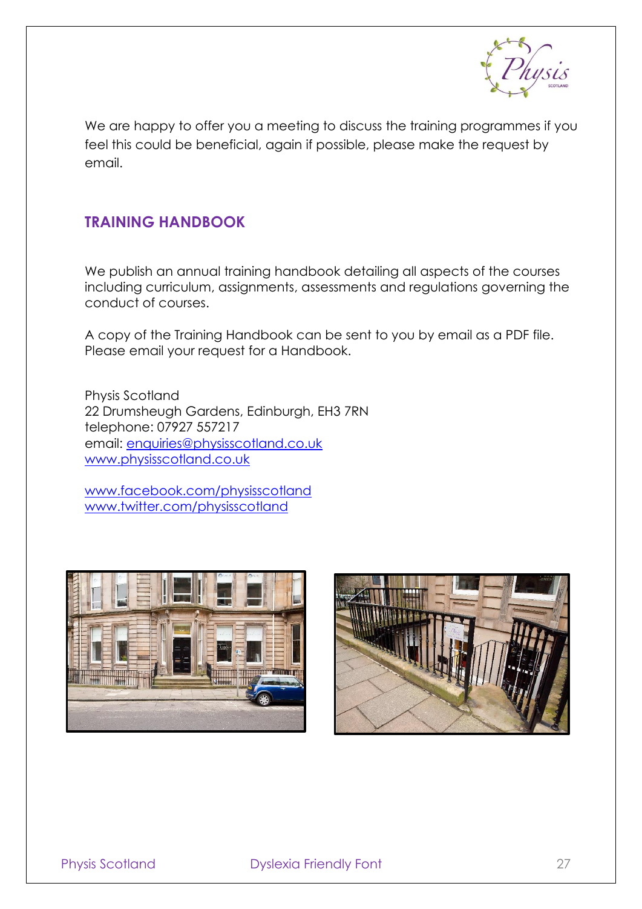We are happy to offer you a meeting to discuss the training programmes if you feel this could be beneficial, again if possible, please make the request by email.

## TRAINING HANDBOOK

We publish an annual training handbook detailing all aspects of the courses including curriculum, assignments, assessments and regulations governing the conduct of courses.

A copy of the Training Handbook can be sent to you by email as a PDF file. Please email your request for a Handbook.

Physis Scotland
22 Drumsheugh Gardens, Edinburgh, EH3 7RN
telephone: 07927 557217
email: enquiries@physisscotland.co.uk
www.physisscotland.co.uk

www.facebook.com/physisscotland
www.twitter.com/physisscotland